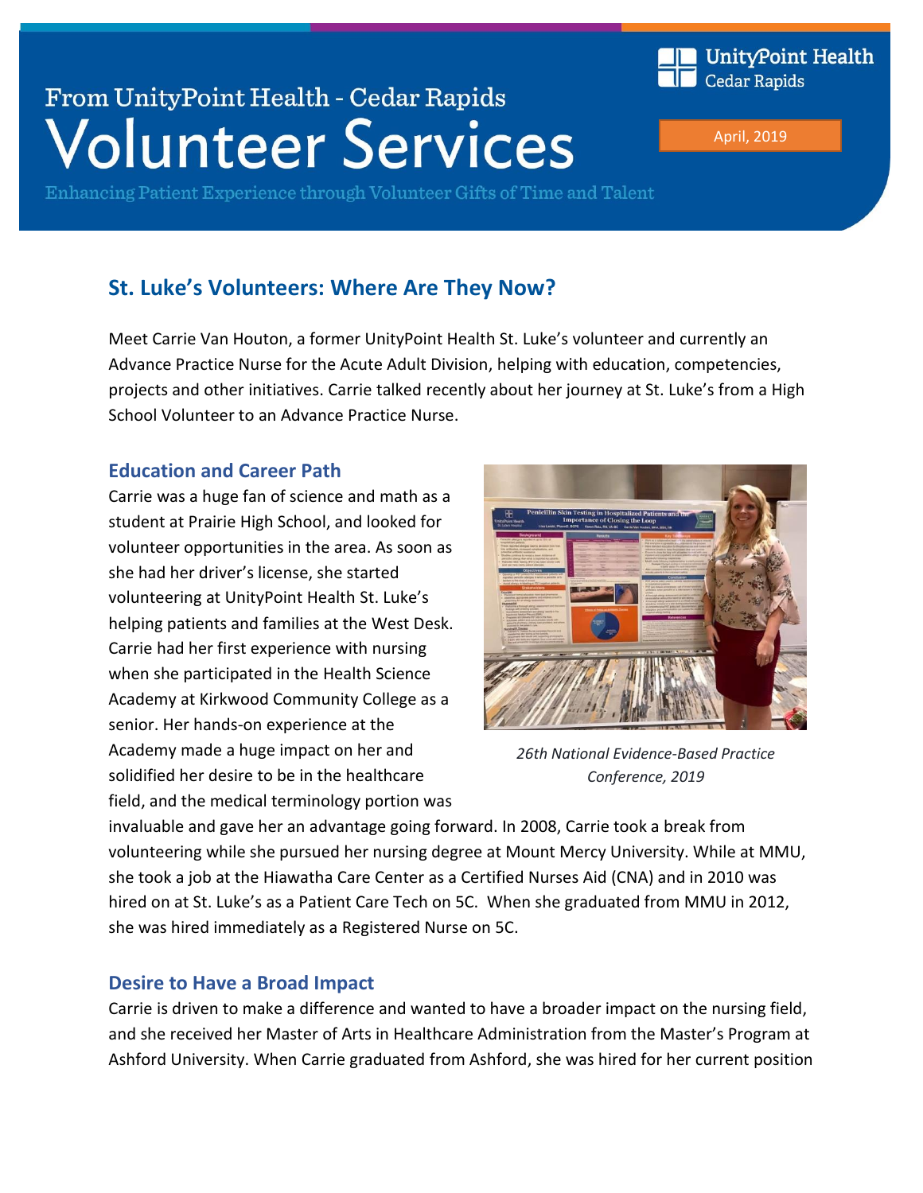From UnityPoint Health - Cedar Rapids

# Volunteer Services

Enhancing Patient Experience through Volunteer Gifts of Time and Talent

UnityPoint Health Cedar Rapids

April, 2019

## St. Luke's Volunteers: Where Are They Now?

Meet Carrie Van Houton, a former UnityPoint Health St. Luke's volunteer and currently an Advance Practice Nurse for the Acute Adult Division, helping with education, competencies, projects and other initiatives. Carrie talked recently about her journey at St. Luke's from a High School Volunteer to an Advance Practice Nurse.

### Education and Career Path

Carrie was a huge fan of science and math as a student at Prairie High School, and looked for volunteer opportunities in the area. As soon as she had her driver's license, she started volunteering at UnityPoint Health St. Luke's helping patients and families at the West Desk. Carrie had her first experience with nursing when she participated in the Health Science Academy at Kirkwood Community College as a senior. Her hands-on experience at the Academy made a huge impact on her and solidified her desire to be in the healthcare field, and the medical terminology portion was invaluable and gave her an advantage going forward. In 2008, Carrie took a break from volunteering while she pursued her nursing degree at Mount Mercy University. While at MMU, she took a job at the Hiawatha Care Center as a Certified Nurses Aid (CNA) and in 2010 was hired on at St. Luke's as a Patient Care Tech on 5C. When she graduated from MMU in 2012, she was hired immediately as a Registered Nurse on 5C.

*26th National Evidence-Based Practice Conference, 2019*

### Desire to Have a Broad Impact

Carrie is driven to make a difference and wanted to have a broader impact on the nursing field, and she received her Master of Arts in Healthcare Administration from the Master's Program at Ashford University. When Carrie graduated from Ashford, she was hired for her current position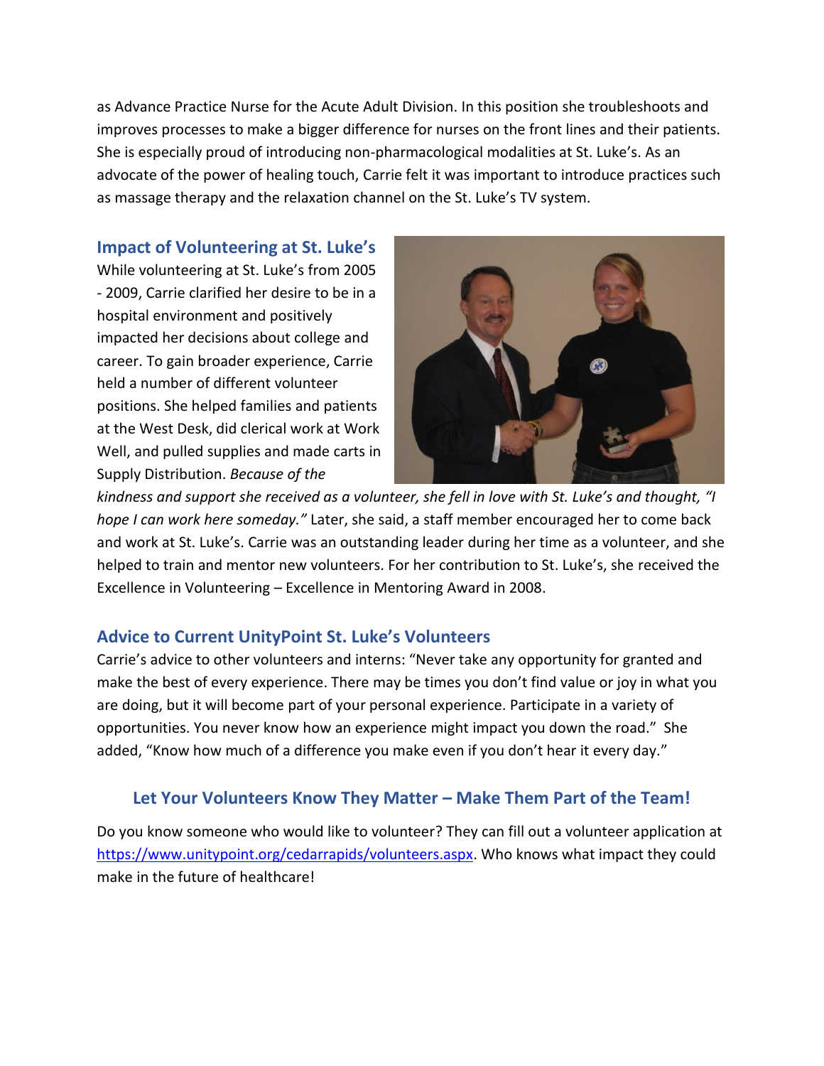as Advance Practice Nurse for the Acute Adult Division. In this position she troubleshoots and improves processes to make a bigger difference for nurses on the front lines and their patients. She is especially proud of introducing non-pharmacological modalities at St. Luke's. As an advocate of the power of healing touch, Carrie felt it was important to introduce practices such as massage therapy and the relaxation channel on the St. Luke's TV system.

## Impact of Volunteering at St. Luke's

While volunteering at St. Luke's from 2005 - 2009, Carrie clarified her desire to be in a hospital environment and positively impacted her decisions about college and career. To gain broader experience, Carrie held a number of different volunteer positions. She helped families and patients at the West Desk, did clerical work at Work Well, and pulled supplies and made carts in Supply Distribution. *Because of the kindness and support she received as a volunteer, she fell in love with St. Luke's and thought, "I hope I can work here someday."* Later, she said, a staff member encouraged her to come back and work at St. Luke's. Carrie was an outstanding leader during her time as a volunteer, and she helped to train and mentor new volunteers. For her contribution to St. Luke's, she received the Excellence in Volunteering – Excellence in Mentoring Award in 2008.

## Advice to Current UnityPoint St. Luke's Volunteers

Carrie's advice to other volunteers and interns: "Never take any opportunity for granted and make the best of every experience. There may be times you don't find value or joy in what you are doing, but it will become part of your personal experience. Participate in a variety of opportunities. You never know how an experience might impact you down the road." She added, "Know how much of a difference you make even if you don't hear it every day."

## Let Your Volunteers Know They Matter – Make Them Part of the Team!

Do you know someone who would like to volunteer? They can fill out a volunteer application at https://www.unitypoint.org/cedarrapids/volunteers.aspx. Who knows what impact they could make in the future of healthcare!